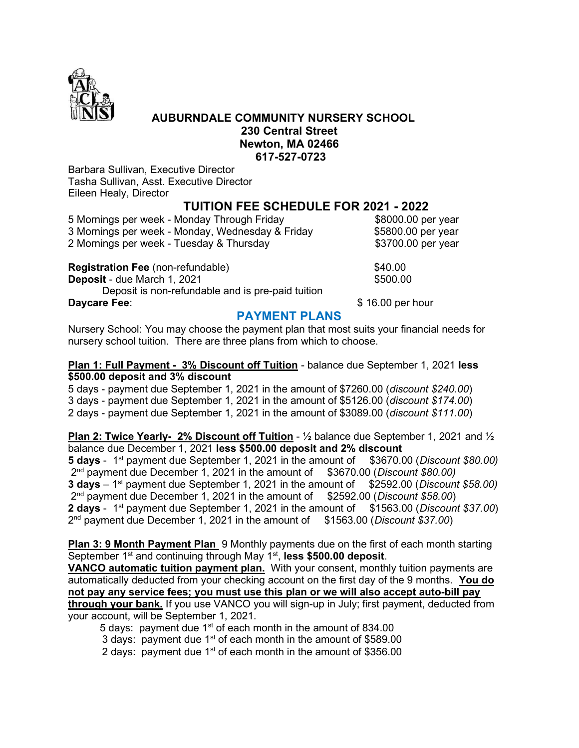# AUBURNDALE COMMUNITY NURSERY SCHOOL

**230 Central Street**
**Newton, MA 02466**
**617-527-0723**

Barbara Sullivan, Executive Director
Tasha Sullivan, Asst. Executive Director
Eileen Healy, Director

## TUITION FEE SCHEDULE FOR 2021 - 2022

| | |
|---|---|
| 5 Mornings per week - Monday Through Friday | $8000.00 per year |
| 3 Mornings per week - Monday, Wednesday & Friday | $5800.00 per year |
| 2 Mornings per week - Tuesday & Thursday | $3700.00 per year |

**Registration Fee** (non-refundable) $40.00
**Deposit** - due March 1, 2021 $500.00
Deposit is non-refundable and is pre-paid tuition
**Daycare Fee**: $ 16.00 per hour

## PAYMENT PLANS

Nursery School: You may choose the payment plan that most suits your financial needs for nursery school tuition. There are three plans from which to choose.

**Plan 1: Full Payment - 3% Discount off Tuition** - balance due September 1, 2021 **less $500.00 deposit and 3% discount**

5 days - payment due September 1, 2021 in the amount of $7260.00 (*discount $240.00*)
3 days - payment due September 1, 2021 in the amount of $5126.00 (*discount $174.00*)
2 days - payment due September 1, 2021 in the amount of $3089.00 (*discount $111.00*)

**Plan 2: Twice Yearly- 2% Discount off Tuition** - ½ balance due September 1, 2021 and ½ balance due December 1, 2021 **less $500.00 deposit and 2% discount**

**5 days** - 1st payment due September 1, 2021 in the amount of $3670.00 (*Discount $80.00)*
2nd payment due December 1, 2021 in the amount of $3670.00 (*Discount $80.00)*
**3 days** – 1st payment due September 1, 2021 in the amount of $2592.00 (*Discount $58.00)*
2nd payment due December 1, 2021 in the amount of $2592.00 (*Discount $58.00*)
**2 days** - 1st payment due September 1, 2021 in the amount of $1563.00 (*Discount $37.00*)
2nd payment due December 1, 2021 in the amount of $1563.00 (*Discount $37.00*)

**Plan 3: 9 Month Payment Plan** 9 Monthly payments due on the first of each month starting September 1st and continuing through May 1st, **less $500.00 deposit**.

**VANCO automatic tuition payment plan.** With your consent, monthly tuition payments are automatically deducted from your checking account on the first day of the 9 months. **You do not pay any service fees; you must use this plan or we will also accept auto-bill pay through your bank.** If you use VANCO you will sign-up in July; first payment, deducted from your account, will be September 1, 2021.

5 days: payment due 1st of each month in the amount of 834.00
3 days: payment due 1st of each month in the amount of $589.00
2 days: payment due 1st of each month in the amount of $356.00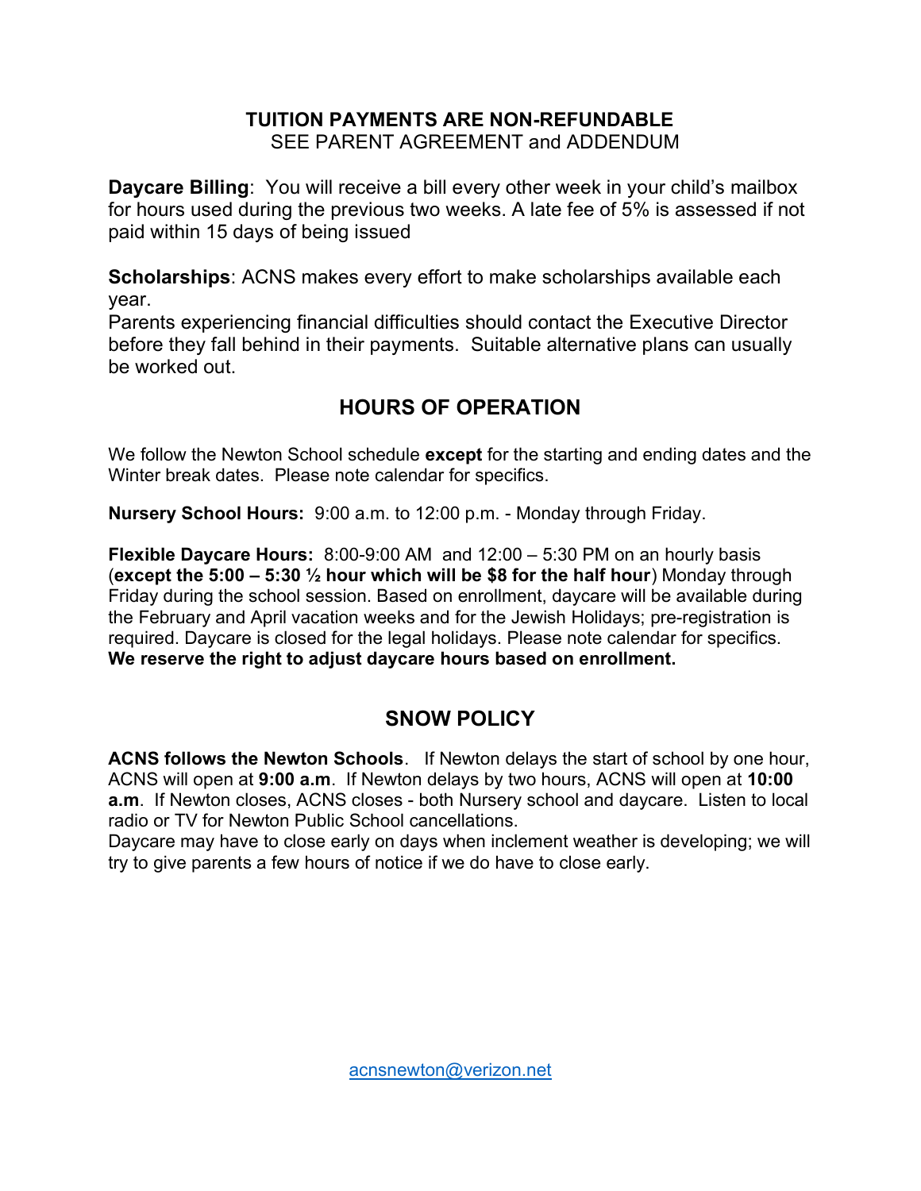**TUITION PAYMENTS ARE NON-REFUNDABLE**
SEE PARENT AGREEMENT and ADDENDUM

**Daycare Billing**: You will receive a bill every other week in your child's mailbox for hours used during the previous two weeks. A late fee of 5% is assessed if not paid within 15 days of being issued

**Scholarships**: ACNS makes every effort to make scholarships available each year.
Parents experiencing financial difficulties should contact the Executive Director before they fall behind in their payments. Suitable alternative plans can usually be worked out.

## HOURS OF OPERATION

We follow the Newton School schedule **except** for the starting and ending dates and the Winter break dates. Please note calendar for specifics.

**Nursery School Hours:** 9:00 a.m. to 12:00 p.m. - Monday through Friday.

**Flexible Daycare Hours:** 8:00-9:00 AM and 12:00 – 5:30 PM on an hourly basis (**except the 5:00 – 5:30 ½ hour which will be $8 for the half hour**) Monday through Friday during the school session. Based on enrollment, daycare will be available during the February and April vacation weeks and for the Jewish Holidays; pre-registration is required. Daycare is closed for the legal holidays. Please note calendar for specifics. **We reserve the right to adjust daycare hours based on enrollment.**

## SNOW POLICY

**ACNS follows the Newton Schools**. If Newton delays the start of school by one hour, ACNS will open at **9:00 a.m**. If Newton delays by two hours, ACNS will open at **10:00 a.m**. If Newton closes, ACNS closes - both Nursery school and daycare. Listen to local radio or TV for Newton Public School cancellations.
Daycare may have to close early on days when inclement weather is developing; we will try to give parents a few hours of notice if we do have to close early.

acnsnewton@verizon.net